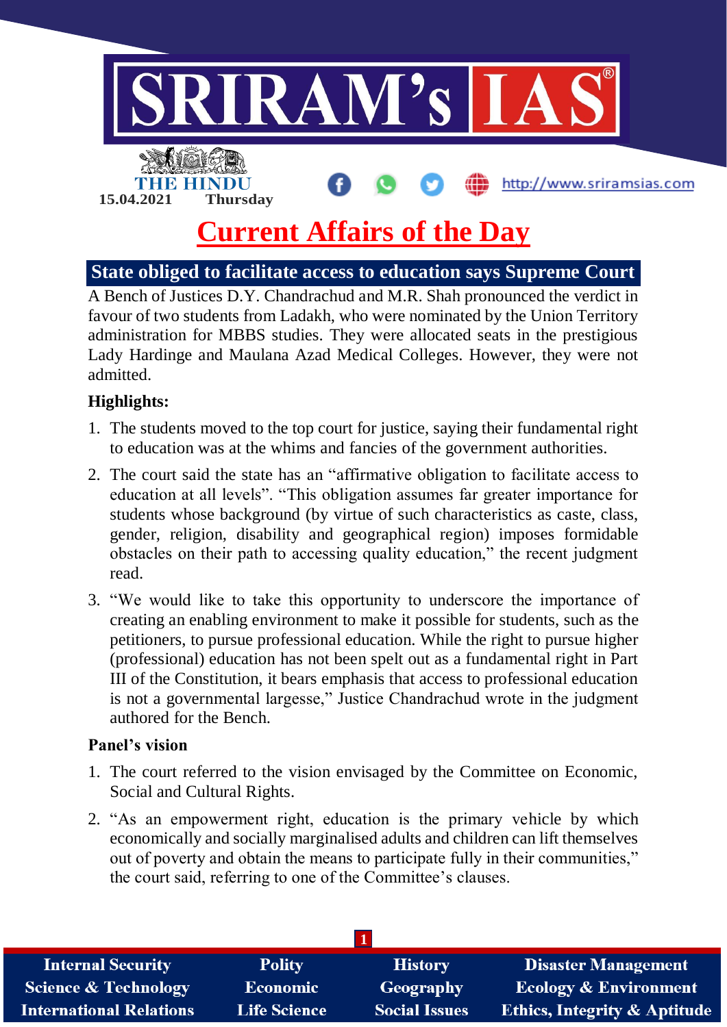15.04.2021 Thursday

# Current Affairs of the Day

## State obliged to facilitate access to education says Supreme Court

A Bench of Justices D.Y. Chandrachud and M.R. Shah pronounced the verdict in favour of two students from Ladakh, who were nominated by the Union Territory administration for MBBS studies. They were allocated seats in the prestigious Lady Hardinge and Maulana Azad Medical Colleges. However, they were not admitted.

**Highlights:**

1. The students moved to the top court for justice, saying their fundamental right to education was at the whims and fancies of the government authorities.
2. The court said the state has an "affirmative obligation to facilitate access to education at all levels". "This obligation assumes far greater importance for students whose background (by virtue of such characteristics as caste, class, gender, religion, disability and geographical region) imposes formidable obstacles on their path to accessing quality education," the recent judgment read.
3. "We would like to take this opportunity to underscore the importance of creating an enabling environment to make it possible for students, such as the petitioners, to pursue professional education. While the right to pursue higher (professional) education has not been spelt out as a fundamental right in Part III of the Constitution, it bears emphasis that access to professional education is not a governmental largesse," Justice Chandrachud wrote in the judgment authored for the Bench.

**Panel's vision**

1. The court referred to the vision envisaged by the Committee on Economic, Social and Cultural Rights.
2. "As an empowerment right, education is the primary vehicle by which economically and socially marginalised adults and children can lift themselves out of poverty and obtain the means to participate fully in their communities," the court said, referring to one of the Committee's clauses.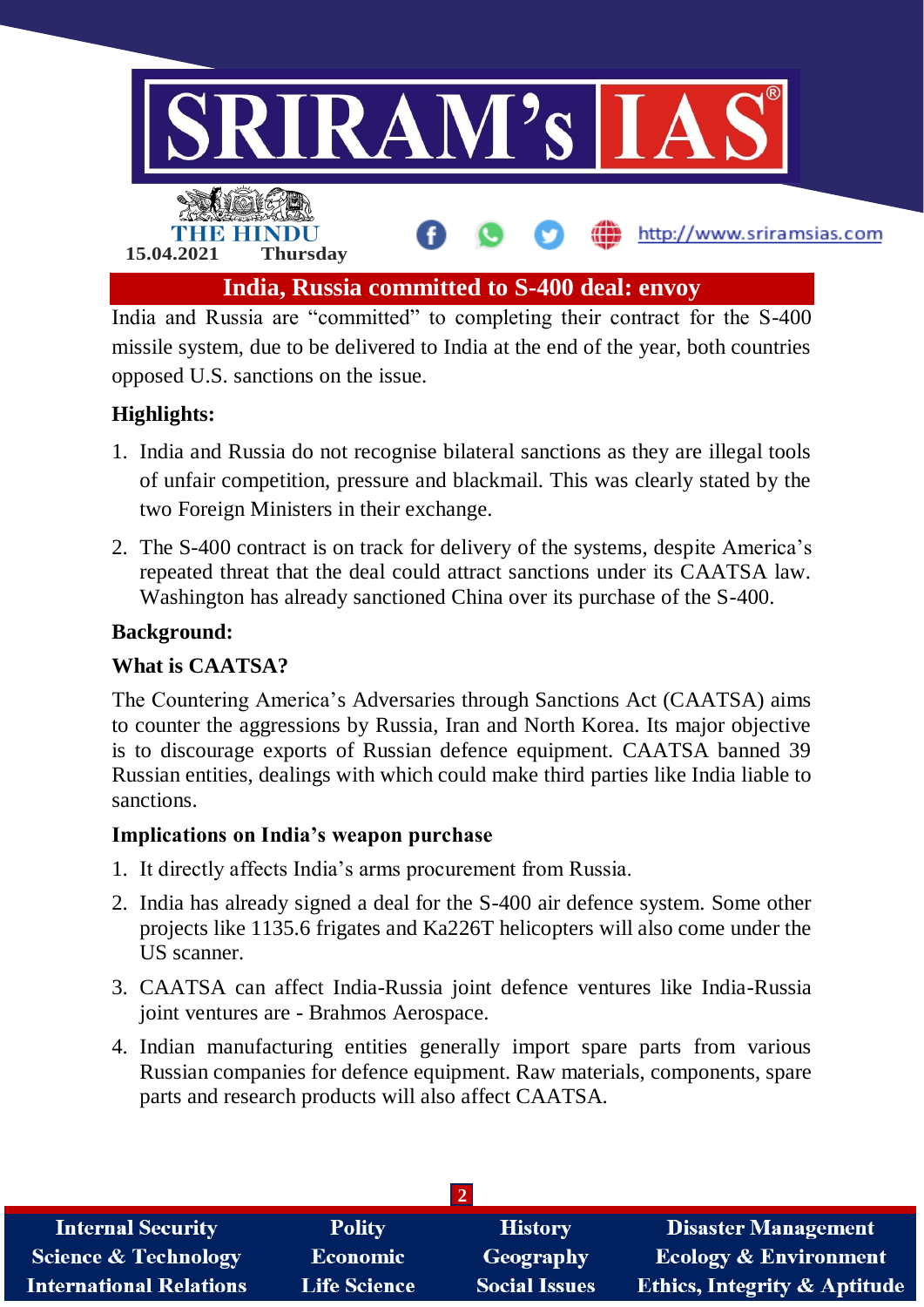# India, Russia committed to S-400 deal: envoy

India and Russia are "committed" to completing their contract for the S-400 missile system, due to be delivered to India at the end of the year, both countries opposed U.S. sanctions on the issue.

## Highlights:

1. India and Russia do not recognise bilateral sanctions as they are illegal tools of unfair competition, pressure and blackmail. This was clearly stated by the two Foreign Ministers in their exchange.
2. The S-400 contract is on track for delivery of the systems, despite America's repeated threat that the deal could attract sanctions under its CAATSA law. Washington has already sanctioned China over its purchase of the S-400.

## Background:

### What is CAATSA?

The Countering America's Adversaries through Sanctions Act (CAATSA) aims to counter the aggressions by Russia, Iran and North Korea. Its major objective is to discourage exports of Russian defence equipment. CAATSA banned 39 Russian entities, dealings with which could make third parties like India liable to sanctions.

### Implications on India's weapon purchase

1. It directly affects India's arms procurement from Russia.
2. India has already signed a deal for the S-400 air defence system. Some other projects like 1135.6 frigates and Ka226T helicopters will also come under the US scanner.
3. CAATSA can affect India-Russia joint defence ventures like India-Russia joint ventures are - Brahmos Aerospace.
4. Indian manufacturing entities generally import spare parts from various Russian companies for defence equipment. Raw materials, components, spare parts and research products will also affect CAATSA.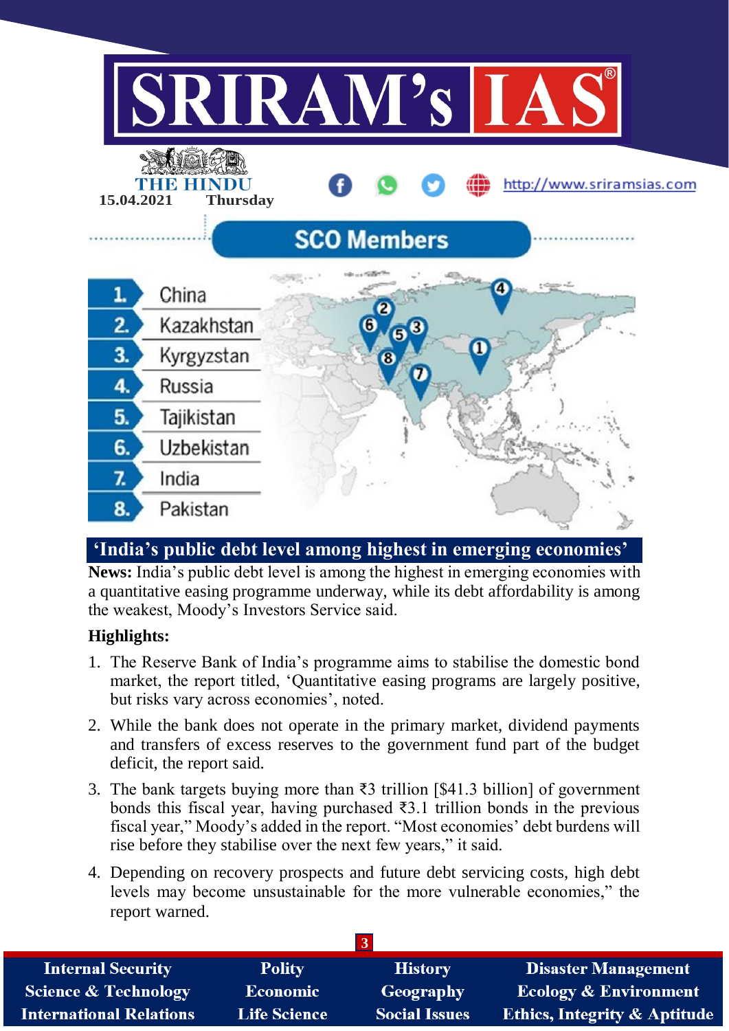## SCO Members

1. China
2. Kazakhstan
3. Kyrgyzstan
4. Russia
5. Tajikistan
6. Uzbekistan
7. India
8. Pakistan

## 'India's public debt level among highest in emerging economies'

**News:** India's public debt level is among the highest in emerging economies with a quantitative easing programme underway, while its debt affordability is among the weakest, Moody's Investors Service said.

**Highlights:**

1. The Reserve Bank of India's programme aims to stabilise the domestic bond market, the report titled, 'Quantitative easing programs are largely positive, but risks vary across economies', noted.
2. While the bank does not operate in the primary market, dividend payments and transfers of excess reserves to the government fund part of the budget deficit, the report said.
3. The bank targets buying more than ₹3 trillion [$41.3 billion] of government bonds this fiscal year, having purchased ₹3.1 trillion bonds in the previous fiscal year," Moody's added in the report. "Most economies' debt burdens will rise before they stabilise over the next few years," it said.
4. Depending on recovery prospects and future debt servicing costs, high debt levels may become unsustainable for the more vulnerable economies," the report warned.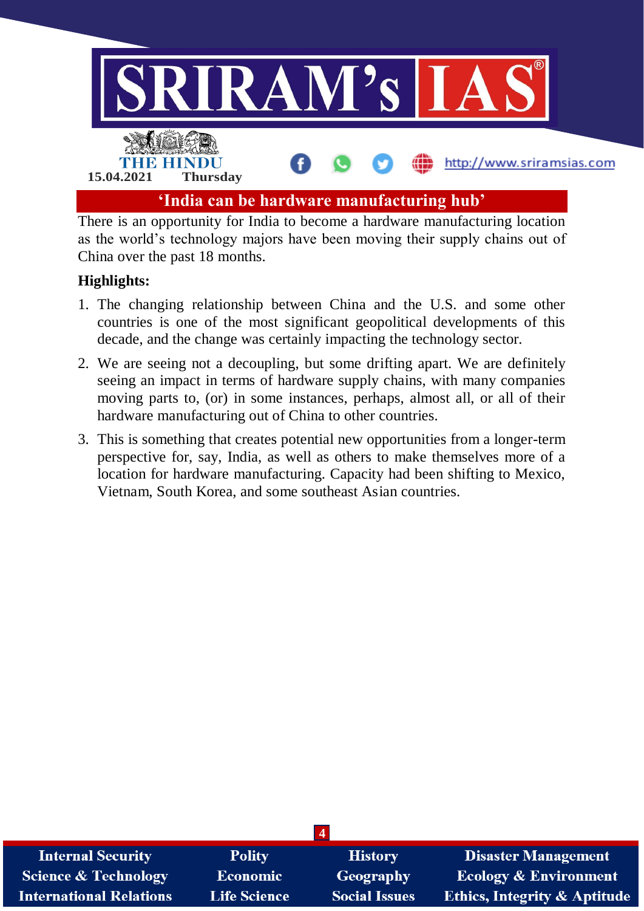## 'India can be hardware manufacturing hub'

There is an opportunity for India to become a hardware manufacturing location as the world's technology majors have been moving their supply chains out of China over the past 18 months.

**Highlights:**

1. The changing relationship between China and the U.S. and some other countries is one of the most significant geopolitical developments of this decade, and the change was certainly impacting the technology sector.
2. We are seeing not a decoupling, but some drifting apart. We are definitely seeing an impact in terms of hardware supply chains, with many companies moving parts to, (or) in some instances, perhaps, almost all, or all of their hardware manufacturing out of China to other countries.
3. This is something that creates potential new opportunities from a longer-term perspective for, say, India, as well as others to make themselves more of a location for hardware manufacturing. Capacity had been shifting to Mexico, Vietnam, South Korea, and some southeast Asian countries.